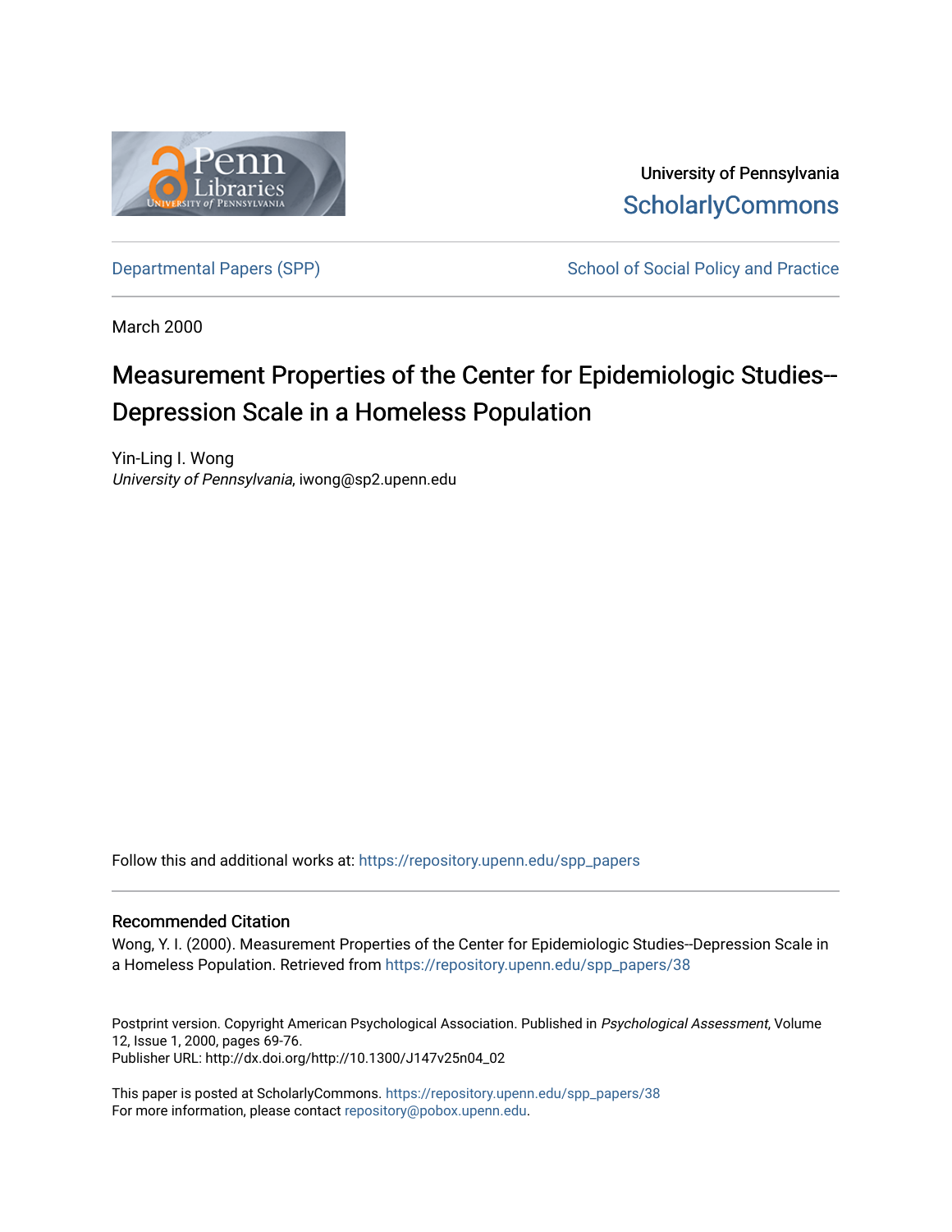University of Pennsylvania

ScholarlyCommons

Departmental Papers (SPP) | School of Social Policy and Practice

March 2000

# Measurement Properties of the Center for Epidemiologic Studies--Depression Scale in a Homeless Population

Yin-Ling I. Wong
*University of Pennsylvania*, iwong@sp2.upenn.edu

Follow this and additional works at: https://repository.upenn.edu/spp_papers

## Recommended Citation

Wong, Y. I. (2000). Measurement Properties of the Center for Epidemiologic Studies--Depression Scale in a Homeless Population. Retrieved from https://repository.upenn.edu/spp_papers/38

Postprint version. Copyright American Psychological Association. Published in *Psychological Assessment*, Volume 12, Issue 1, 2000, pages 69-76.
Publisher URL: http://dx.doi.org/http://10.1300/J147v25n04_02

This paper is posted at ScholarlyCommons. https://repository.upenn.edu/spp_papers/38
For more information, please contact repository@pobox.upenn.edu.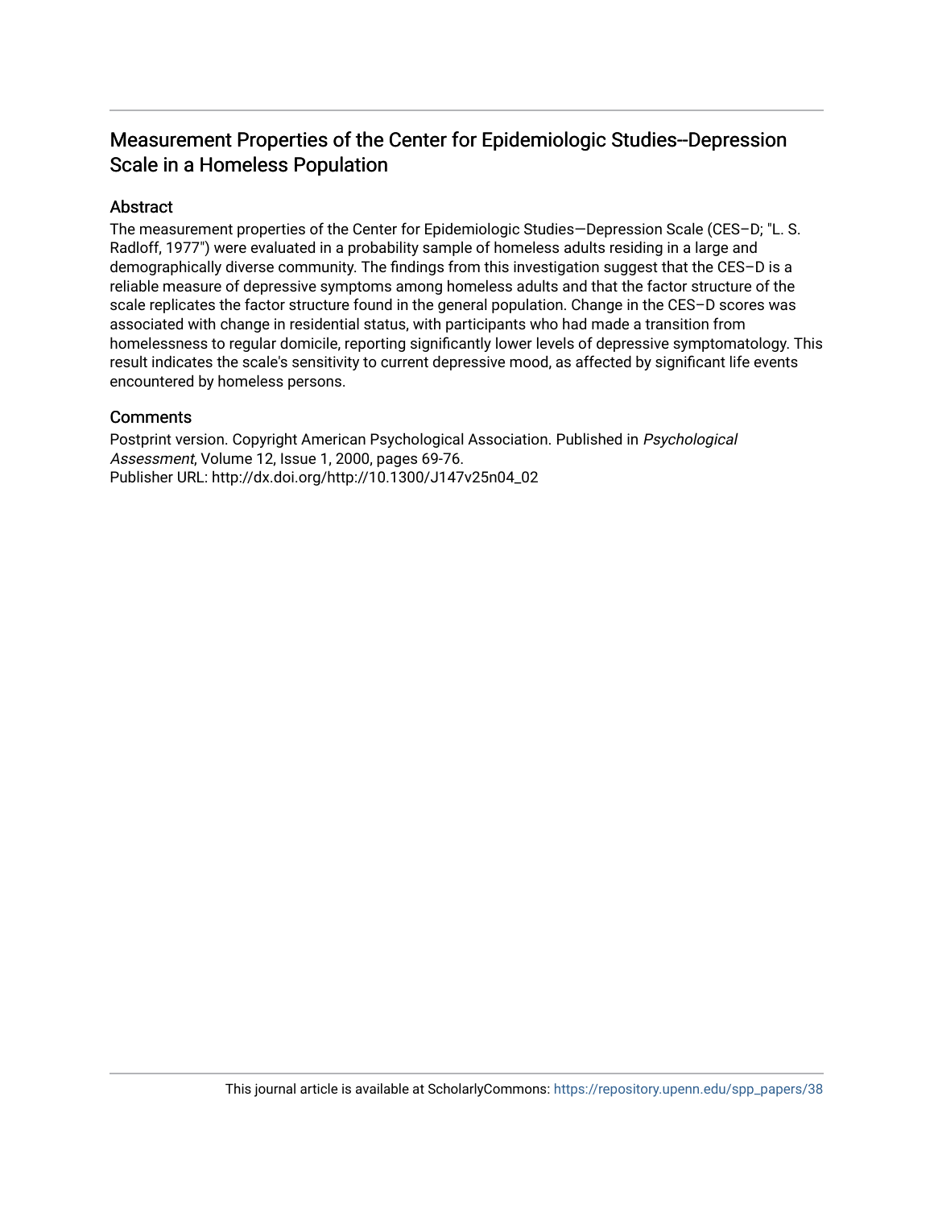# Measurement Properties of the Center for Epidemiologic Studies--Depression Scale in a Homeless Population

## Abstract

The measurement properties of the Center for Epidemiologic Studies—Depression Scale (CES–D; "L. S. Radloff, 1977") were evaluated in a probability sample of homeless adults residing in a large and demographically diverse community. The findings from this investigation suggest that the CES–D is a reliable measure of depressive symptoms among homeless adults and that the factor structure of the scale replicates the factor structure found in the general population. Change in the CES–D scores was associated with change in residential status, with participants who had made a transition from homelessness to regular domicile, reporting significantly lower levels of depressive symptomatology. This result indicates the scale's sensitivity to current depressive mood, as affected by significant life events encountered by homeless persons.

## Comments

Postprint version. Copyright American Psychological Association. Published in *Psychological Assessment*, Volume 12, Issue 1, 2000, pages 69-76.
Publisher URL: http://dx.doi.org/http://10.1300/J147v25n04_02

This journal article is available at ScholarlyCommons: https://repository.upenn.edu/spp_papers/38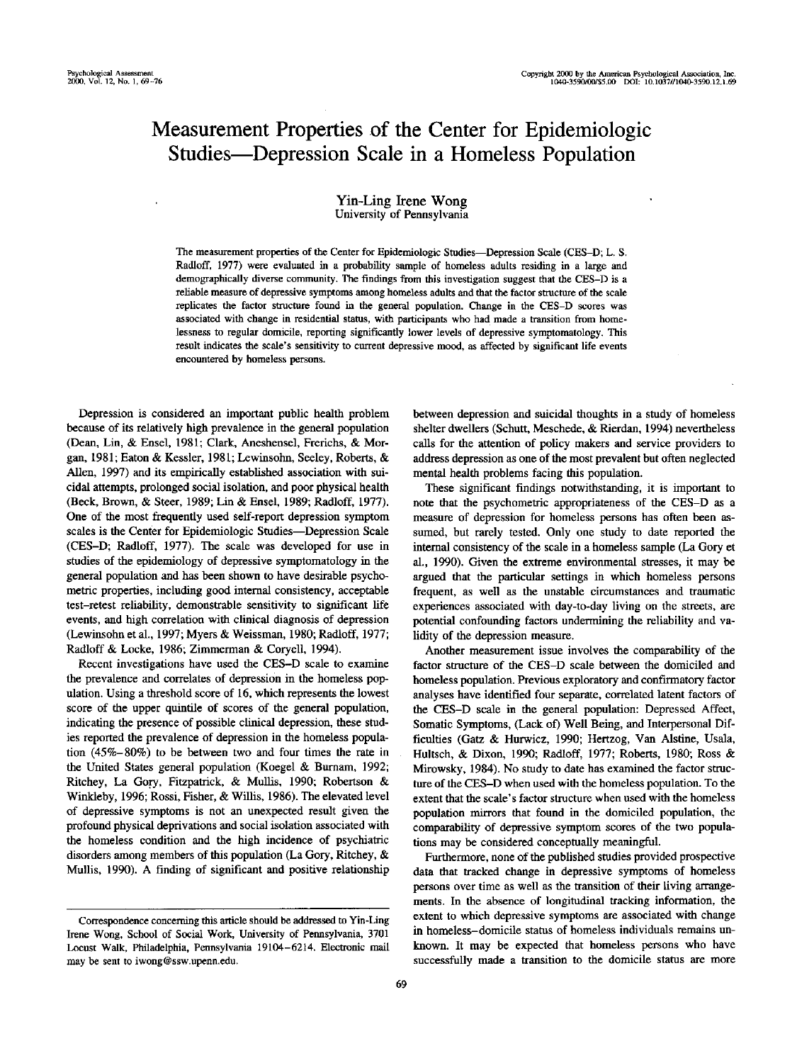# Measurement Properties of the Center for Epidemiologic Studies—Depression Scale in a Homeless Population

Yin-Ling Irene Wong
University of Pennsylvania

The measurement properties of the Center for Epidemiologic Studies—Depression Scale (CES–D; L. S. Radloff, 1977) were evaluated in a probability sample of homeless adults residing in a large and demographically diverse community. The findings from this investigation suggest that the CES–D is a reliable measure of depressive symptoms among homeless adults and that the factor structure of the scale replicates the factor structure found in the general population. Change in the CES–D scores was associated with change in residential status, with participants who had made a transition from homelessness to regular domicile, reporting significantly lower levels of depressive symptomatology. This result indicates the scale's sensitivity to current depressive mood, as affected by significant life events encountered by homeless persons.

Depression is considered an important public health problem because of its relatively high prevalence in the general population (Dean, Lin, & Ensel, 1981; Clark, Aneshensel, Frerichs, & Morgan, 1981; Eaton & Kessler, 1981; Lewinsohn, Seeley, Roberts, & Allen, 1997) and its empirically established association with suicidal attempts, prolonged social isolation, and poor physical health (Beck, Brown, & Steer, 1989; Lin & Ensel, 1989; Radloff, 1977). One of the most frequently used self-report depression symptom scales is the Center for Epidemiologic Studies—Depression Scale (CES–D; Radloff, 1977). The scale was developed for use in studies of the epidemiology of depressive symptomatology in the general population and has been shown to have desirable psychometric properties, including good internal consistency, acceptable test–retest reliability, demonstrable sensitivity to significant life events, and high correlation with clinical diagnosis of depression (Lewinsohn et al., 1997; Myers & Weissman, 1980; Radloff, 1977; Radloff & Locke, 1986; Zimmerman & Coryell, 1994).

Recent investigations have used the CES–D scale to examine the prevalence and correlates of depression in the homeless population. Using a threshold score of 16, which represents the lowest score of the upper quintile of scores of the general population, indicating the presence of possible clinical depression, these studies reported the prevalence of depression in the homeless population (45%–80%) to be between two and four times the rate in the United States general population (Koegel & Burnam, 1992; Ritchey, La Gory, Fitzpatrick, & Mullis, 1990; Robertson & Winkleby, 1996; Rossi, Fisher, & Willis, 1986). The elevated level of depressive symptoms is not an unexpected result given the profound physical deprivations and social isolation associated with the homeless condition and the high incidence of psychiatric disorders among members of this population (La Gory, Ritchey, & Mullis, 1990). A finding of significant and positive relationship between depression and suicidal thoughts in a study of homeless shelter dwellers (Schutt, Meschede, & Rierdan, 1994) nevertheless calls for the attention of policy makers and service providers to address depression as one of the most prevalent but often neglected mental health problems facing this population.

These significant findings notwithstanding, it is important to note that the psychometric appropriateness of the CES–D as a measure of depression for homeless persons has often been assumed, but rarely tested. Only one study to date reported the internal consistency of the scale in a homeless sample (La Gory et al., 1990). Given the extreme environmental stresses, it may be argued that the particular settings in which homeless persons frequent, as well as the unstable circumstances and traumatic experiences associated with day-to-day living on the streets, are potential confounding factors undermining the reliability and validity of the depression measure.

Another measurement issue involves the comparability of the factor structure of the CES–D scale between the domiciled and homeless population. Previous exploratory and confirmatory factor analyses have identified four separate, correlated latent factors of the CES–D scale in the general population: Depressed Affect, Somatic Symptoms, (Lack of) Well Being, and Interpersonal Difficulties (Gatz & Hurwicz, 1990; Hertzog, Van Alstine, Usala, Hultsch, & Dixon, 1990; Radloff, 1977; Roberts, 1980; Ross & Mirowsky, 1984). No study to date has examined the factor structure of the CES–D when used with the homeless population. To the extent that the scale's factor structure when used with the homeless population mirrors that found in the domiciled population, the comparability of depressive symptom scores of the two populations may be considered conceptually meaningful.

Furthermore, none of the published studies provided prospective data that tracked change in depressive symptoms of homeless persons over time as well as the transition of their living arrangements. In the absence of longitudinal tracking information, the extent to which depressive symptoms are associated with change in homeless–domicile status of homeless individuals remains unknown. It may be expected that homeless persons who have successfully made a transition to the domicile status are more

Correspondence concerning this article should be addressed to Yin-Ling Irene Wong, School of Social Work, University of Pennsylvania, 3701 Locust Walk, Philadelphia, Pennsylvania 19104–6214. Electronic mail may be sent to iwong@ssw.upenn.edu.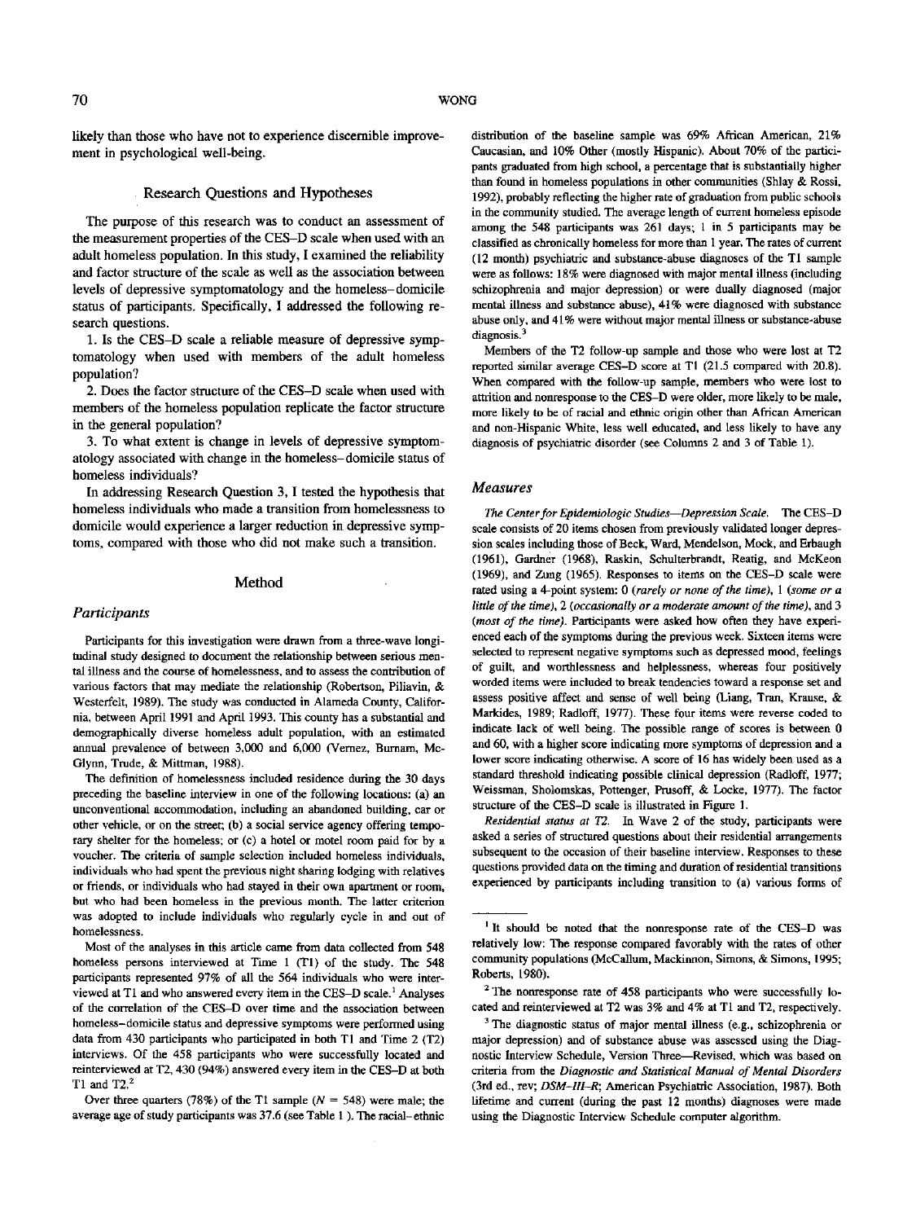likely than those who have not to experience discernible improvement in psychological well-being.

## Research Questions and Hypotheses

The purpose of this research was to conduct an assessment of the measurement properties of the CES–D scale when used with an adult homeless population. In this study, I examined the reliability and factor structure of the scale as well as the association between levels of depressive symptomatology and the homeless–domicile status of participants. Specifically, I addressed the following research questions.

1. Is the CES–D scale a reliable measure of depressive symptomatology when used with members of the adult homeless population?

2. Does the factor structure of the CES–D scale when used with members of the homeless population replicate the factor structure in the general population?

3. To what extent is change in levels of depressive symptomatology associated with change in the homeless–domicile status of homeless individuals?

In addressing Research Question 3, I tested the hypothesis that homeless individuals who made a transition from homelessness to domicile would experience a larger reduction in depressive symptoms, compared with those who did not make such a transition.

## Method

### Participants

Participants for this investigation were drawn from a three-wave longitudinal study designed to document the relationship between serious mental illness and the course of homelessness, and to assess the contribution of various factors that may mediate the relationship (Robertson, Piliavin, & Westerfelt, 1989). The study was conducted in Alameda County, California, between April 1991 and April 1993. This county has a substantial and demographically diverse homeless adult population, with an estimated annual prevalence of between 3,000 and 6,000 (Vernez, Burnam, McGlynn, Trude, & Mittman, 1988).

The definition of homelessness included residence during the 30 days preceding the baseline interview in one of the following locations: (a) an unconventional accommodation, including an abandoned building, car or other vehicle, or on the street; (b) a social service agency offering temporary shelter for the homeless; or (c) a hotel or motel room paid for by a voucher. The criteria of sample selection included homeless individuals, individuals who had spent the previous night sharing lodging with relatives or friends, or individuals who had stayed in their own apartment or room, but who had been homeless in the previous month. The latter criterion was adopted to include individuals who regularly cycle in and out of homelessness.

Most of the analyses in this article came from data collected from 548 homeless persons interviewed at Time 1 (T1) of the study. The 548 participants represented 97% of all the 564 individuals who were interviewed at T1 and who answered every item in the CES–D scale.[1] Analyses of the correlation of the CES–D over time and the association between homeless–domicile status and depressive symptoms were performed using data from 430 participants who participated in both T1 and Time 2 (T2) interviews. Of the 458 participants who were successfully located and reinterviewed at T2, 430 (94%) answered every item in the CES–D at both T1 and T2.[2]

Over three quarters (78%) of the T1 sample ($N = 548$) were male; the average age of study participants was 37.6 (see Table 1). The racial–ethnic distribution of the baseline sample was 69% African American, 21% Caucasian, and 10% Other (mostly Hispanic). About 70% of the participants graduated from high school, a percentage that is substantially higher than found in homeless populations in other communities (Shlay & Rossi, 1992), probably reflecting the higher rate of graduation from public schools in the community studied. The average length of current homeless episode among the 548 participants was 261 days; 1 in 5 participants may be classified as chronically homeless for more than 1 year. The rates of current (12 month) psychiatric and substance-abuse diagnoses of the T1 sample were as follows: 18% were diagnosed with major mental illness (including schizophrenia and major depression) or were dually diagnosed (major mental illness and substance abuse), 41% were diagnosed with substance abuse only, and 41% were without major mental illness or substance-abuse diagnosis.[3]

Members of the T2 follow-up sample and those who were lost at T2 reported similar average CES–D score at T1 (21.5 compared with 20.8). When compared with the follow-up sample, members who were lost to attrition and nonresponse to the CES–D were older, more likely to be male, more likely to be of racial and ethnic origin other than African American and non-Hispanic White, less well educated, and less likely to have any diagnosis of psychiatric disorder (see Columns 2 and 3 of Table 1).

### Measures

*The Center for Epidemiologic Studies—Depression Scale.* The CES–D scale consists of 20 items chosen from previously validated longer depression scales including those of Beck, Ward, Mendelson, Mock, and Erbaugh (1961), Gardner (1968), Raskin, Schulterbrandt, Reatig, and McKeon (1969), and Zung (1965). Responses to items on the CES–D scale were rated using a 4-point system: 0 (*rarely or none of the time*), 1 (*some or a little of the time*), 2 (*occasionally or a moderate amount of the time*), and 3 (*most of the time*). Participants were asked how often they have experienced each of the symptoms during the previous week. Sixteen items were selected to represent negative symptoms such as depressed mood, feelings of guilt, and worthlessness and helplessness, whereas four positively worded items were included to break tendencies toward a response set and assess positive affect and sense of well being (Liang, Tran, Krause, & Markides, 1989; Radloff, 1977). These four items were reverse coded to indicate lack of well being. The possible range of scores is between 0 and 60, with a higher score indicating more symptoms of depression and a lower score indicating otherwise. A score of 16 has widely been used as a standard threshold indicating possible clinical depression (Radloff, 1977; Weissman, Sholomskas, Pottenger, Prusoff, & Locke, 1977). The factor structure of the CES–D scale is illustrated in Figure 1.

*Residential status at T2.* In Wave 2 of the study, participants were asked a series of structured questions about their residential arrangements subsequent to the occasion of their baseline interview. Responses to these questions provided data on the timing and duration of residential transitions experienced by participants including transition to (a) various forms of

---

[1] It should be noted that the nonresponse rate of the CES–D was relatively low: The response compared favorably with the rates of other community populations (McCallum, Mackinnon, Simons, & Simons, 1995; Roberts, 1980).

[2] The nonresponse rate of 458 participants who were successfully located and reinterviewed at T2 was 3% and 4% at T1 and T2, respectively.

[3] The diagnostic status of major mental illness (e.g., schizophrenia or major depression) and of substance abuse was assessed using the Diagnostic Interview Schedule, Version Three—Revised, which was based on criteria from the *Diagnostic and Statistical Manual of Mental Disorders* (3rd ed., rev; *DSM–III–R*; American Psychiatric Association, 1987). Both lifetime and current (during the past 12 months) diagnoses were made using the Diagnostic Interview Schedule computer algorithm.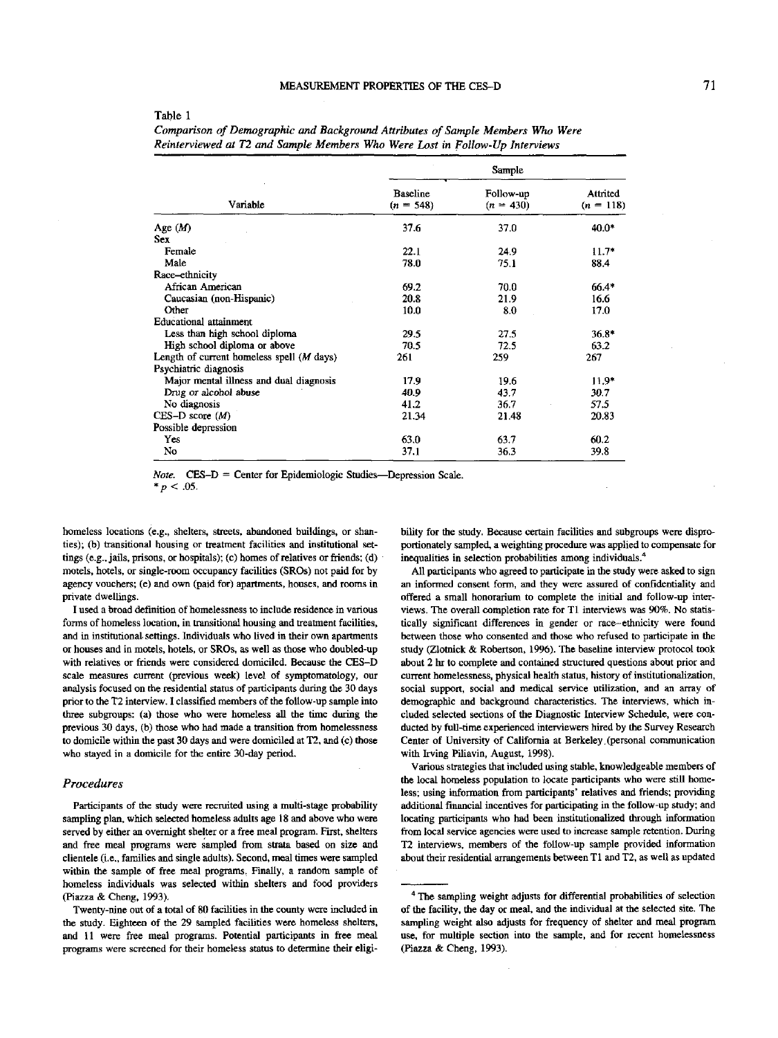Table 1

*Comparison of Demographic and Background Attributes of Sample Members Who Were Reinterviewed at T2 and Sample Members Who Were Lost in Follow-Up Interviews*

| Variable | Baseline ($n$ = 548) | Follow-up ($n$ = 430) | Attrited ($n$ = 118) |
|---|---|---|---|
| Age ($M$) | 37.6 | 37.0 | 40.0* |
| Sex | | | |
| Female | 22.1 | 24.9 | 11.7* |
| Male | 78.0 | 75.1 | 88.4 |
| Race–ethnicity | | | |
| African American | 69.2 | 70.0 | 66.4* |
| Caucasian (non-Hispanic) | 20.8 | 21.9 | 16.6 |
| Other | 10.0 | 8.0 | 17.0 |
| Educational attainment | | | |
| Less than high school diploma | 29.5 | 27.5 | 36.8* |
| High school diploma or above | 70.5 | 72.5 | 63.2 |
| Length of current homeless spell ($M$ days) | 261 | 259 | 267 |
| Psychiatric diagnosis | | | |
| Major mental illness and dual diagnosis | 17.9 | 19.6 | 11.9* |
| Drug or alcohol abuse | 40.9 | 43.7 | 30.7 |
| No diagnosis | 41.2 | 36.7 | 57.5 |
| CES–D score ($M$) | 21.34 | 21.48 | 20.83 |
| Possible depression | | | |
| Yes | 63.0 | 63.7 | 60.2 |
| No | 37.1 | 36.3 | 39.8 |

*Note.* CES–D = Center for Epidemiologic Studies—Depression Scale.
* $p < .05$.

homeless locations (e.g., shelters, streets, abandoned buildings, or shanties); (b) transitional housing or treatment facilities and institutional settings (e.g., jails, prisons, or hospitals); (c) homes of relatives or friends; (d) motels, hotels, or single-room occupancy facilities (SROs) not paid for by agency vouchers; (e) and own (paid for) apartments, houses, and rooms in private dwellings.

I used a broad definition of homelessness to include residence in various forms of homeless location, in transitional housing and treatment facilities, and in institutional settings. Individuals who lived in their own apartments or houses and in motels, hotels, or SROs, as well as those who doubled-up with relatives or friends were considered domiciled. Because the CES–D scale measures current (previous week) level of symptomatology, our analysis focused on the residential status of participants during the 30 days prior to the T2 interview. I classified members of the follow-up sample into three subgroups: (a) those who were homeless all the time during the previous 30 days, (b) those who had made a transition from homelessness to domicile within the past 30 days and were domiciled at T2, and (c) those who stayed in a domicile for the entire 30-day period.

## *Procedures*

Participants of the study were recruited using a multi-stage probability sampling plan, which selected homeless adults age 18 and above who were served by either an overnight shelter or a free meal program. First, shelters and free meal programs were sampled from strata based on size and clientele (i.e., families and single adults). Second, meal times were sampled within the sample of free meal programs. Finally, a random sample of homeless individuals was selected within shelters and food providers (Piazza & Cheng, 1993).

Twenty-nine out of a total of 80 facilities in the county were included in the study. Eighteen of the 29 sampled facilities were homeless shelters, and 11 were free meal programs. Potential participants in free meal programs were screened for their homeless status to determine their eligibility for the study. Because certain facilities and subgroups were disproportionately sampled, a weighting procedure was applied to compensate for inequalities in selection probabilities among individuals.[4]

All participants who agreed to participate in the study were asked to sign an informed consent form, and they were assured of confidentiality and offered a small honorarium to complete the initial and follow-up interviews. The overall completion rate for T1 interviews was 90%. No statistically significant differences in gender or race–ethnicity were found between those who consented and those who refused to participate in the study (Zlotnick & Robertson, 1996). The baseline interview protocol took about 2 hr to complete and contained structured questions about prior and current homelessness, physical health status, history of institutionalization, social support, social and medical service utilization, and an array of demographic and background characteristics. The interviews, which included selected sections of the Diagnostic Interview Schedule, were conducted by full-time experienced interviewers hired by the Survey Research Center of University of California at Berkeley (personal communication with Irving Piliavin, August, 1998).

Various strategies that included using stable, knowledgeable members of the local homeless population to locate participants who were still homeless; using information from participants' relatives and friends; providing additional financial incentives for participating in the follow-up study; and locating participants who had been institutionalized through information from local service agencies were used to increase sample retention. During T2 interviews, members of the follow-up sample provided information about their residential arrangements between T1 and T2, as well as updated

[4] The sampling weight adjusts for differential probabilities of selection of the facility, the day or meal, and the individual at the selected site. The sampling weight also adjusts for frequency of shelter and meal program use, for multiple section into the sample, and for recent homelessness (Piazza & Cheng, 1993).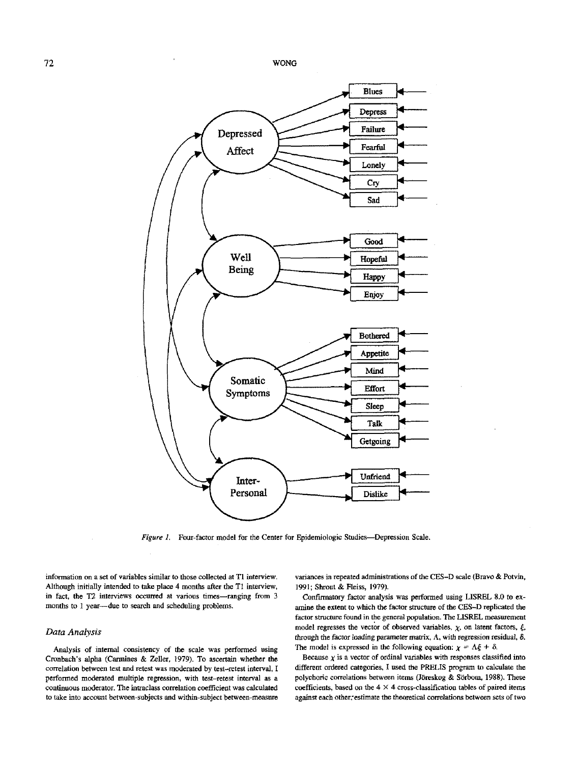Figure 1. Four-factor model for the Center for Epidemiologic Studies—Depression Scale.

information on a set of variables similar to those collected at T1 interview. Although initially intended to take place 4 months after the T1 interview, in fact, the T2 interviews occurred at various times—ranging from 3 months to 1 year—due to search and scheduling problems.

### Data Analysis

Analysis of internal consistency of the scale was performed using Cronbach's alpha (Carmines & Zeller, 1979). To ascertain whether the correlation between test and retest was moderated by test–retest interval, I performed moderated multiple regression, with test–retest interval as a continuous moderator. The intraclass correlation coefficient was calculated to take into account between-subjects and within-subject between-measure variances in repeated administrations of the CES–D scale (Bravo & Potvin, 1991; Shrout & Fleiss, 1979).

Confirmatory factor analysis was performed using LISREL 8.0 to examine the extent to which the factor structure of the CES–D replicated the factor structure found in the general population. The LISREL measurement model regresses the vector of observed variables, $\chi$, on latent factors, $\xi$, through the factor loading parameter matrix, $\Lambda$, with regression residual, $\delta$. The model is expressed in the following equation: $\chi = \Lambda\xi + \delta$.

Because $\chi$ is a vector of ordinal variables with responses classified into different ordered categories, I used the PRELIS program to calculate the polychoric correlations between items (Jöreskog & Sörbom, 1988). These coefficients, based on the $4 \times 4$ cross-classification tables of paired items against each other, estimate the theoretical correlations between sets of two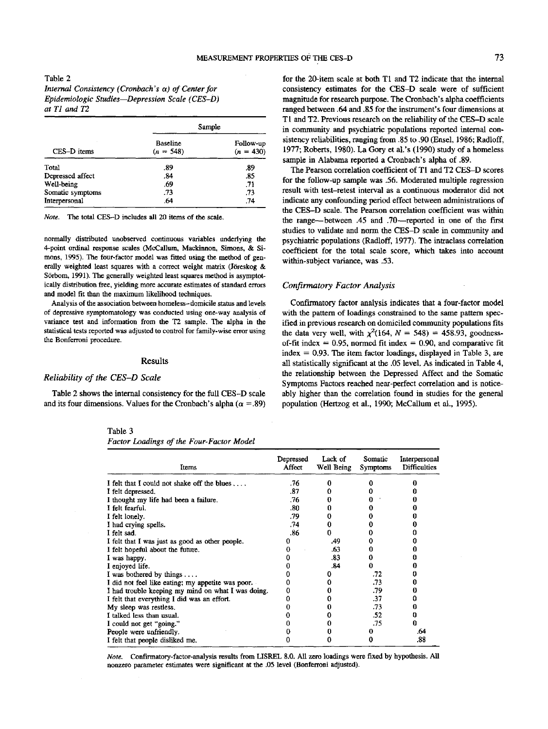Table 2
*Internal Consistency (Cronbach's α) of Center for Epidemiologic Studies—Depression Scale (CES–D) at T1 and T2*

| CES–D items | Sample | |
|---|---|---|
| | Baseline ($n$ = 548) | Follow-up ($n$ = 430) |
| Total | .89 | .89 |
| Depressed affect | .84 | .85 |
| Well-being | .69 | .71 |
| Somatic symptoms | .73 | .73 |
| Interpersonal | .64 | .74 |

*Note.* The total CES–D includes all 20 items of the scale.

normally distributed unobserved continuous variables underlying the 4-point ordinal response scales (McCallum, Mackinnon, Simons, & Simons, 1995). The four-factor model was fitted using the method of generally weighted least squares with a correct weight matrix (Jöreskog & Sörbom, 1991). The generally weighted least squares method is asymptotically distribution free, yielding more accurate estimates of standard errors and model fit than the maximum likelihood techniques.

Analysis of the association between homeless–domicile status and levels of depressive symptomatology was conducted using one-way analysis of variance test and information from the T2 sample. The alpha in the statistical tests reported was adjusted to control for family-wise error using the Bonferroni procedure.

## Results

### *Reliability of the CES–D Scale*

Table 2 shows the internal consistency for the full CES–D scale and its four dimensions. Values for the Cronbach's alpha ($\alpha$ = .89) for the 20-item scale at both T1 and T2 indicate that the internal consistency estimates for the CES–D scale were of sufficient magnitude for research purpose. The Cronbach's alpha coefficients ranged between .64 and .85 for the instrument's four dimensions at T1 and T2. Previous research on the reliability of the CES–D scale in community and psychiatric populations reported internal consistency reliabilities, ranging from .85 to .90 (Ensel, 1986; Radloff, 1977; Roberts, 1980). La Gory et al.'s (1990) study of a homeless sample in Alabama reported a Cronbach's alpha of .89.

The Pearson correlation coefficient of T1 and T2 CES–D scores for the follow-up sample was .56. Moderated multiple regression result with test–retest interval as a continuous moderator did not indicate any confounding period effect between administrations of the CES–D scale. The Pearson correlation coefficient was within the range—between .45 and .70—reported in one of the first studies to validate and norm the CES–D scale in community and psychiatric populations (Radloff, 1977). The intraclass correlation coefficient for the total scale score, which takes into account within-subject variance, was .53.

### *Confirmatory Factor Analysis*

Confirmatory factor analysis indicates that a four-factor model with the pattern of loadings constrained to the same pattern specified in previous research on domiciled community populations fits the data very well, with $\chi^2(164, N = 548) = 458.93$, goodness-of-fit index = 0.95, normed fit index = 0.90, and comparative fit index = 0.93. The item factor loadings, displayed in Table 3, are all statistically significant at the .05 level. As indicated in Table 4, the relationship between the Depressed Affect and the Somatic Symptoms Factors reached near-perfect correlation and is noticeably higher than the correlation found in studies for the general population (Hertzog et al., 1990; McCallum et al., 1995).

Table 3
*Factor Loadings of the Four-Factor Model*

| Items | Depressed Affect | Lack of Well Being | Somatic Symptoms | Interpersonal Difficulties |
|---|---|---|---|---|
| I felt that I could not shake off the blues . . . . | .76 | 0 | 0 | 0 |
| I felt depressed. | .87 | 0 | 0 | 0 |
| I thought my life had been a failure. | .76 | 0 | 0 | 0 |
| I felt fearful. | .80 | 0 | 0 | 0 |
| I felt lonely. | .79 | 0 | 0 | 0 |
| I had crying spells. | .74 | 0 | 0 | 0 |
| I felt sad. | .86 | 0 | 0 | 0 |
| I felt that I was just as good as other people. | 0 | .49 | 0 | 0 |
| I felt hopeful about the future. | 0 | .63 | 0 | 0 |
| I was happy. | 0 | .83 | 0 | 0 |
| I enjoyed life. | 0 | .84 | 0 | 0 |
| I was bothered by things . . . . | 0 | 0 | .72 | 0 |
| I did not feel like eating; my appetite was poor. | 0 | 0 | .73 | 0 |
| I had trouble keeping my mind on what I was doing. | 0 | 0 | .79 | 0 |
| I felt that everything I did was an effort. | 0 | 0 | .37 | 0 |
| My sleep was restless. | 0 | 0 | .73 | 0 |
| I talked less than usual. | 0 | 0 | .52 | 0 |
| I could not get "going." | 0 | 0 | .75 | 0 |
| People were unfriendly. | 0 | 0 | 0 | .64 |
| I felt that people disliked me. | 0 | 0 | 0 | .88 |

*Note.* Confirmatory-factor-analysis results from LISREL 8.0. All zero loadings were fixed by hypothesis. All nonzero parameter estimates were significant at the .05 level (Bonferroni adjusted).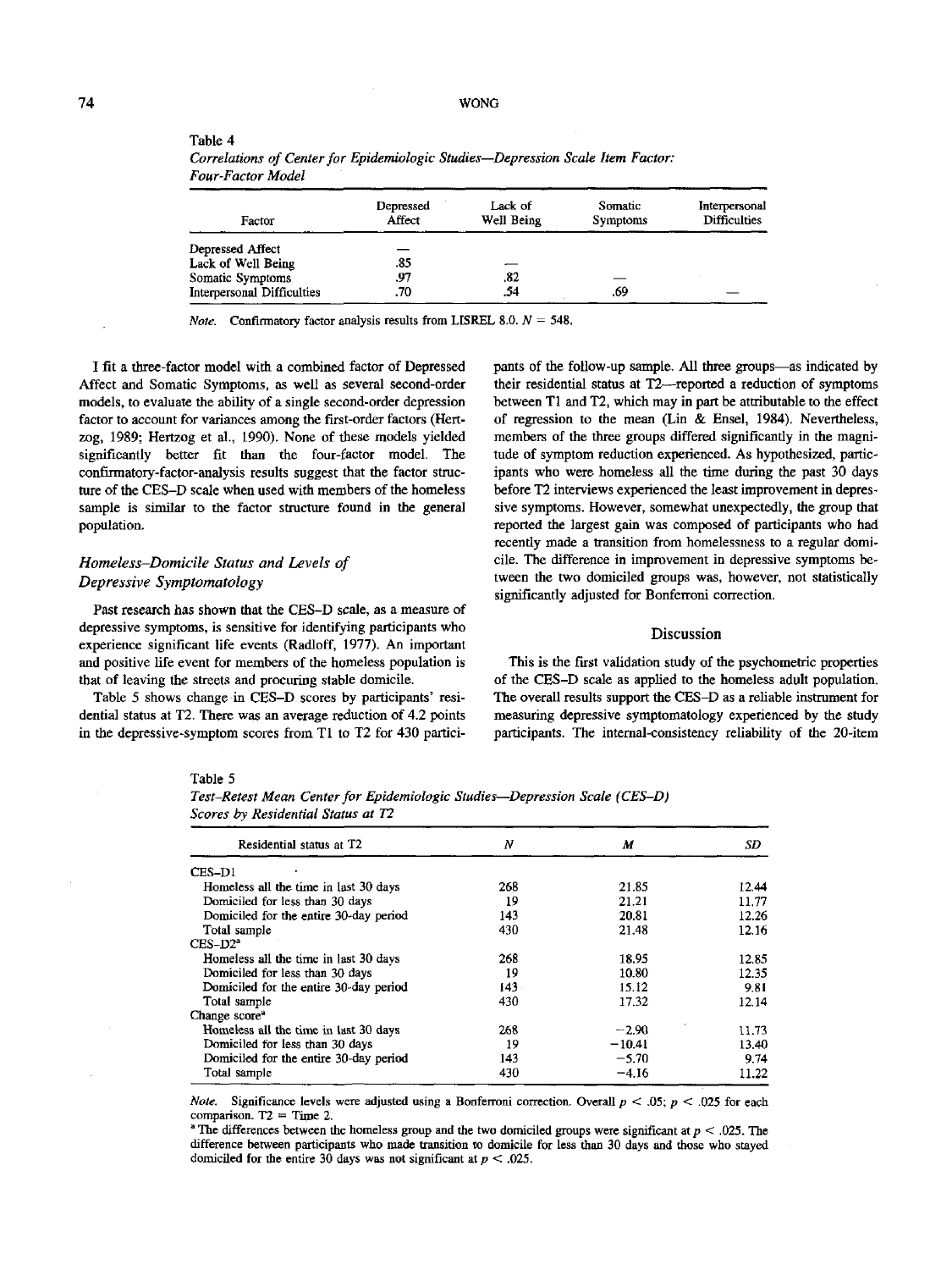Table 4
*Correlations of Center for Epidemiologic Studies—Depression Scale Item Factor: Four-Factor Model*

| Factor | Depressed Affect | Lack of Well Being | Somatic Symptoms | Interpersonal Difficulties |
|---|---|---|---|---|
| Depressed Affect | — | | | |
| Lack of Well Being | .85 | — | | |
| Somatic Symptoms | .97 | .82 | — | |
| Interpersonal Difficulties | .70 | .54 | .69 | — |

*Note.* Confirmatory factor analysis results from LISREL 8.0. $N = 548$.

I fit a three-factor model with a combined factor of Depressed Affect and Somatic Symptoms, as well as several second-order models, to evaluate the ability of a single second-order depression factor to account for variances among the first-order factors (Hertzog, 1989; Hertzog et al., 1990). None of these models yielded significantly better fit than the four-factor model. The confirmatory-factor-analysis results suggest that the factor structure of the CES–D scale when used with members of the homeless sample is similar to the factor structure found in the general population.

### *Homeless–Domicile Status and Levels of Depressive Symptomatology*

Past research has shown that the CES–D scale, as a measure of depressive symptoms, is sensitive for identifying participants who experience significant life events (Radloff, 1977). An important and positive life event for members of the homeless population is that of leaving the streets and procuring stable domicile.

Table 5 shows change in CES–D scores by participants' residential status at T2. There was an average reduction of 4.2 points in the depressive-symptom scores from T1 to T2 for 430 participants of the follow-up sample. All three groups—as indicated by their residential status at T2—reported a reduction of symptoms between T1 and T2, which may in part be attributable to the effect of regression to the mean (Lin & Ensel, 1984). Nevertheless, members of the three groups differed significantly in the magnitude of symptom reduction experienced. As hypothesized, participants who were homeless all the time during the past 30 days before T2 interviews experienced the least improvement in depressive symptoms. However, somewhat unexpectedly, the group that reported the largest gain was composed of participants who had recently made a transition from homelessness to a regular domicile. The difference in improvement in depressive symptoms between the two domiciled groups was, however, not statistically significantly adjusted for Bonferroni correction.

## Discussion

This is the first validation study of the psychometric properties of the CES–D scale as applied to the homeless adult population. The overall results support the CES–D as a reliable instrument for measuring depressive symptomatology experienced by the study participants. The internal-consistency reliability of the 20-item

Table 5
*Test–Retest Mean Center for Epidemiologic Studies—Depression Scale (CES–D) Scores by Residential Status at T2*

| Residential status at T2 | *N* | *M* | *SD* |
|---|---|---|---|
| CES–D1 | | | |
| Homeless all the time in last 30 days | 268 | 21.85 | 12.44 |
| Domiciled for less than 30 days | 19 | 21.21 | 11.77 |
| Domiciled for the entire 30-day period | 143 | 20.81 | 12.26 |
| Total sample | 430 | 21.48 | 12.16 |
| CES–D2[a] | | | |
| Homeless all the time in last 30 days | 268 | 18.95 | 12.85 |
| Domiciled for less than 30 days | 19 | 10.80 | 12.35 |
| Domiciled for the entire 30-day period | 143 | 15.12 | 9.81 |
| Total sample | 430 | 17.32 | 12.14 |
| Change score[a] | | | |
| Homeless all the time in last 30 days | 268 | −2.90 | 11.73 |
| Domiciled for less than 30 days | 19 | −10.41 | 13.40 |
| Domiciled for the entire 30-day period | 143 | −5.70 | 9.74 |
| Total sample | 430 | −4.16 | 11.22 |

*Note.* Significance levels were adjusted using a Bonferroni correction. Overall $p < .05$; $p < .025$ for each comparison. T2 = Time 2.
[a] The differences between the homeless group and the two domiciled groups were significant at $p < .025$. The difference between participants who made transition to domicile for less than 30 days and those who stayed domiciled for the entire 30 days was not significant at $p < .025$.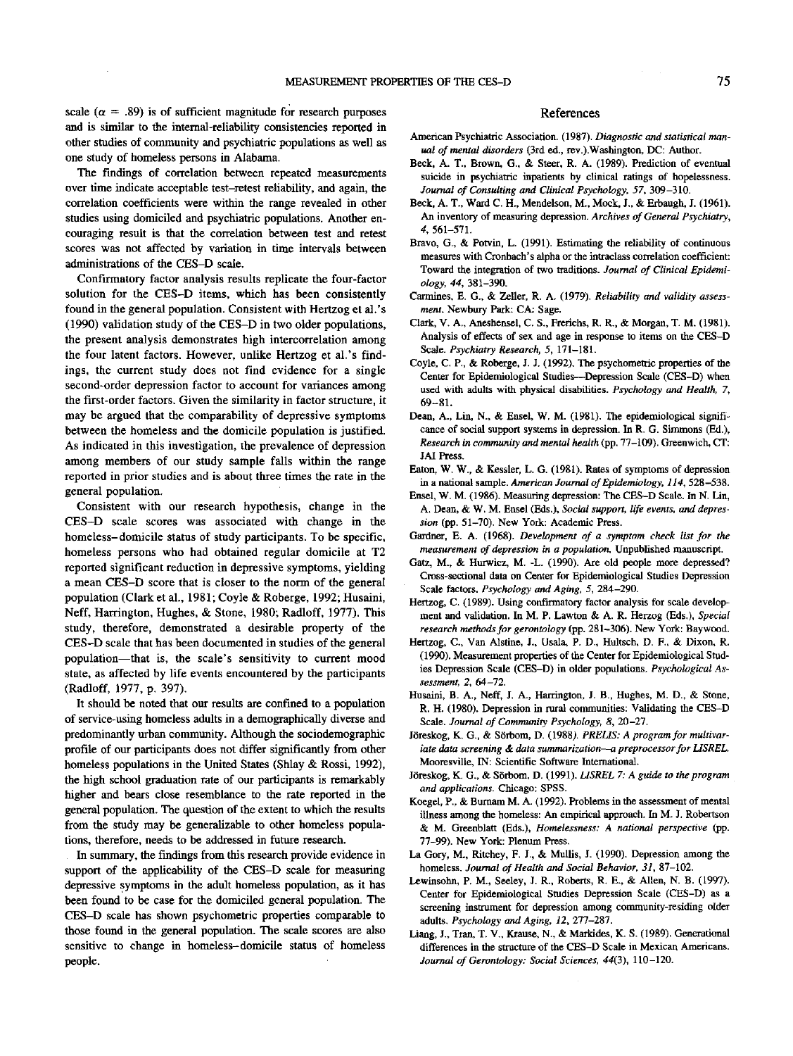scale ($\alpha$ = .89) is of sufficient magnitude for research purposes and is similar to the internal-reliability consistencies reported in other studies of community and psychiatric populations as well as one study of homeless persons in Alabama.

The findings of correlation between repeated measurements over time indicate acceptable test–retest reliability, and again, the correlation coefficients were within the range revealed in other studies using domiciled and psychiatric populations. Another encouraging result is that the correlation between test and retest scores was not affected by variation in time intervals between administrations of the CES–D scale.

Confirmatory factor analysis results replicate the four-factor solution for the CES–D items, which has been consistently found in the general population. Consistent with Hertzog et al.'s (1990) validation study of the CES–D in two older populations, the present analysis demonstrates high intercorrelation among the four latent factors. However, unlike Hertzog et al.'s findings, the current study does not find evidence for a single second-order depression factor to account for variances among the first-order factors. Given the similarity in factor structure, it may be argued that the comparability of depressive symptoms between the homeless and the domicile population is justified. As indicated in this investigation, the prevalence of depression among members of our study sample falls within the range reported in prior studies and is about three times the rate in the general population.

Consistent with our research hypothesis, change in the CES–D scale scores was associated with change in the homeless–domicile status of study participants. To be specific, homeless persons who had obtained regular domicile at T2 reported significant reduction in depressive symptoms, yielding a mean CES–D score that is closer to the norm of the general population (Clark et al., 1981; Coyle & Roberge, 1992; Husaini, Neff, Harrington, Hughes, & Stone, 1980; Radloff, 1977). This study, therefore, demonstrated a desirable property of the CES–D scale that has been documented in studies of the general population—that is, the scale's sensitivity to current mood state, as affected by life events encountered by the participants (Radloff, 1977, p. 397).

It should be noted that our results are confined to a population of service-using homeless adults in a demographically diverse and predominantly urban community. Although the sociodemographic profile of our participants does not differ significantly from other homeless populations in the United States (Shlay & Rossi, 1992), the high school graduation rate of our participants is remarkably higher and bears close resemblance to the rate reported in the general population. The question of the extent to which the results from the study may be generalizable to other homeless populations, therefore, needs to be addressed in future research.

In summary, the findings from this research provide evidence in support of the applicability of the CES–D scale for measuring depressive symptoms in the adult homeless population, as it has been found to be case for the domiciled general population. The CES–D scale has shown psychometric properties comparable to those found in the general population. The scale scores are also sensitive to change in homeless–domicile status of homeless people.

## References

American Psychiatric Association. (1987). *Diagnostic and statistical manual of mental disorders* (3rd ed., rev.).Washington, DC: Author.

Beck, A. T., Brown, G., & Steer, R. A. (1989). Prediction of eventual suicide in psychiatric inpatients by clinical ratings of hopelessness. *Journal of Consulting and Clinical Psychology, 57*, 309–310.

Beck, A. T., Ward C. H., Mendelson, M., Mock, J., & Erbaugh, J. (1961). An inventory of measuring depression. *Archives of General Psychiatry, 4*, 561–571.

Bravo, G., & Potvin, L. (1991). Estimating the reliability of continuous measures with Cronbach's alpha or the intraclass correlation coefficient: Toward the integration of two traditions. *Journal of Clinical Epidemiology, 44*, 381–390.

Carmines, E. G., & Zeller, R. A. (1979). *Reliability and validity assessment*. Newbury Park: CA: Sage.

Clark, V. A., Aneshensel, C. S., Frerichs, R. R., & Morgan, T. M. (1981). Analysis of effects of sex and age in response to items on the CES–D Scale. *Psychiatry Research, 5*, 171–181.

Coyle, C. P., & Roberge, J. J. (1992). The psychometric properties of the Center for Epidemiological Studies—Depression Scale (CES–D) when used with adults with physical disabilities. *Psychology and Health, 7*, 69–81.

Dean, A., Lin, N., & Ensel, W. M. (1981). The epidemiological significance of social support systems in depression. In R. G. Simmons (Ed.), *Research in community and mental health* (pp. 77–109). Greenwich, CT: JAI Press.

Eaton, W. W., & Kessler, L. G. (1981). Rates of symptoms of depression in a national sample. *American Journal of Epidemiology, 114*, 528–538.

Ensel, W. M. (1986). Measuring depression: The CES–D Scale. In N. Lin, A. Dean, & W. M. Ensel (Eds.), *Social support, life events, and depression* (pp. 51–70). New York: Academic Press.

Gardner, E. A. (1968). *Development of a symptom check list for the measurement of depression in a population*. Unpublished manuscript.

Gatz, M., & Hurwicz, M. -L. (1990). Are old people more depressed? Cross-sectional data on Center for Epidemiological Studies Depression Scale factors. *Psychology and Aging, 5*, 284–290.

Hertzog, C. (1989). Using confirmatory factor analysis for scale development and validation. In M. P. Lawton & A. R. Herzog (Eds.), *Special research methods for gerontology* (pp. 281–306). New York: Baywood.

Hertzog, C., Van Alstine, J., Usala, P. D., Hultsch, D. F., & Dixon, R. (1990). Measurement properties of the Center for Epidemiological Studies Depression Scale (CES–D) in older populations. *Psychological Assessment, 2*, 64–72.

Husaini, B. A., Neff, J. A., Harrington, J. B., Hughes, M. D., & Stone, R. H. (1980). Depression in rural communities: Validating the CES–D Scale. *Journal of Community Psychology, 8*, 20–27.

Jöreskog, K. G., & Sörbom, D. (1988). *PRELIS: A program for multivariate data screening & data summarization—a preprocessor for LISREL*. Mooresville, IN: Scientific Software International.

Jöreskog, K. G., & Sörbom, D. (1991). *LISREL 7: A guide to the program and applications*. Chicago: SPSS.

Koegel, P., & Burnam M. A. (1992). Problems in the assessment of mental illness among the homeless: An empirical approach. In M. J. Robertson & M. Greenblatt (Eds.), *Homelessness: A national perspective* (pp. 77–99). New York: Plenum Press.

La Gory, M., Ritchey, F. J., & Mullis, J. (1990). Depression among the homeless. *Journal of Health and Social Behavior, 31*, 87–102.

Lewinsohn, P. M., Seeley, J. R., Roberts, R. E., & Allen, N. B. (1997). Center for Epidemiological Studies Depression Scale (CES–D) as a screening instrument for depression among community-residing older adults. *Psychology and Aging, 12*, 277–287.

Liang, J., Tran, T. V., Krause, N., & Markides, K. S. (1989). Generational differences in the structure of the CES–D Scale in Mexican Americans. *Journal of Gerontology: Social Sciences, 44*(3), 110–120.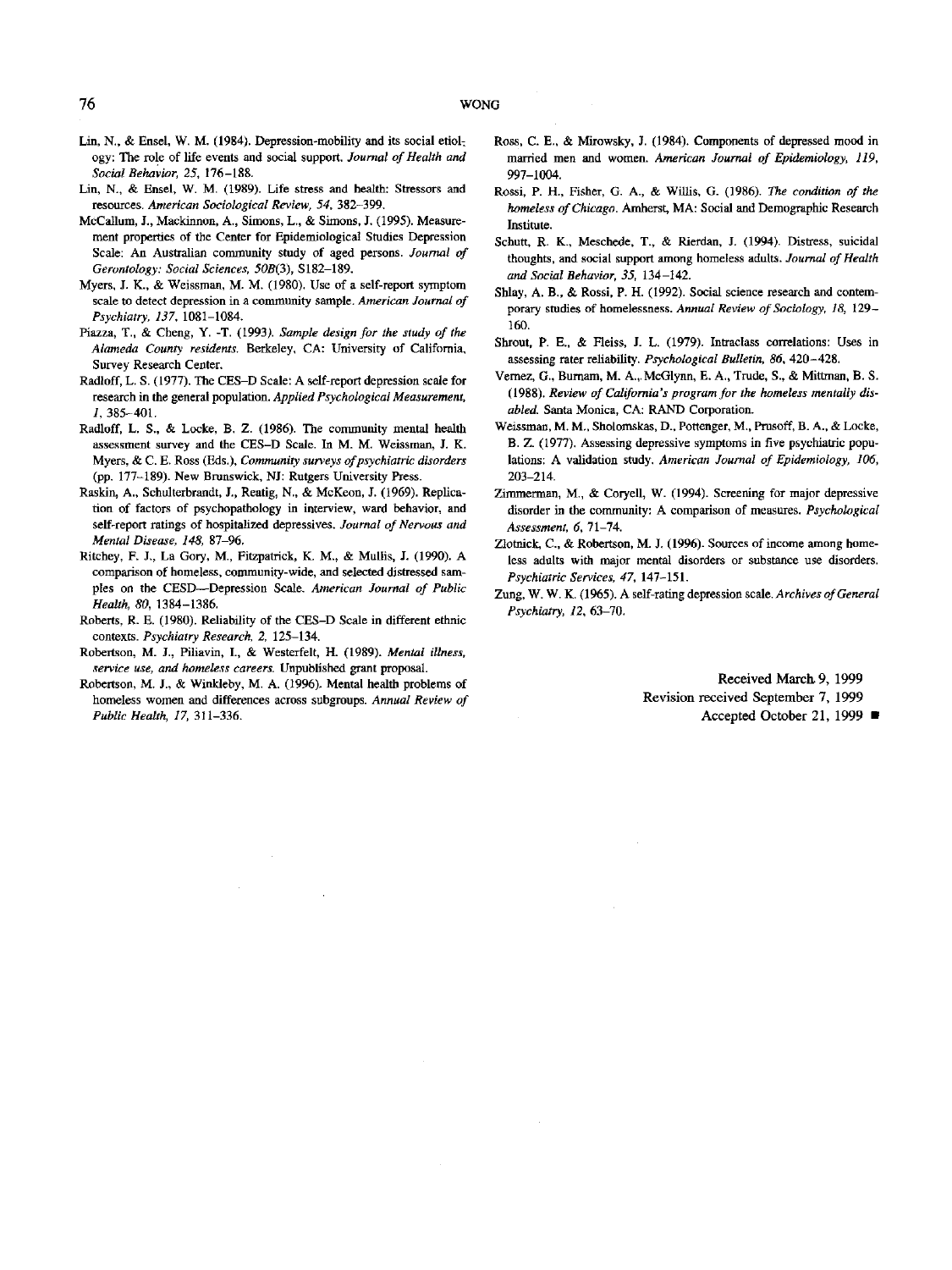Lin, N., & Ensel, W. M. (1984). Depression-mobility and its social etiology: The role of life events and social support. *Journal of Health and Social Behavior, 25,* 176–188.

Lin, N., & Ensel, W. M. (1989). Life stress and health: Stressors and resources. *American Sociological Review, 54,* 382–399.

McCallum, J., Mackinnon, A., Simons, L., & Simons, J. (1995). Measurement properties of the Center for Epidemiological Studies Depression Scale: An Australian community study of aged persons. *Journal of Gerontology: Social Sciences, 50B*(3), S182–189.

Myers, J. K., & Weissman, M. M. (1980). Use of a self-report symptom scale to detect depression in a community sample. *American Journal of Psychiatry, 137,* 1081–1084.

Piazza, T., & Cheng, Y. -T. (1993). *Sample design for the study of the Alameda County residents.* Berkeley, CA: University of California, Survey Research Center.

Radloff, L. S. (1977). The CES–D Scale: A self-report depression scale for research in the general population. *Applied Psychological Measurement, 1,* 385–401.

Radloff, L. S., & Locke, B. Z. (1986). The community mental health assessment survey and the CES–D Scale. In M. M. Weissman, J. K. Myers, & C. E. Ross (Eds.), *Community surveys of psychiatric disorders* (pp. 177–189). New Brunswick, NJ: Rutgers University Press.

Raskin, A., Schulterbrandt, J., Reatig, N., & McKeon, J. (1969). Replication of factors of psychopathology in interview, ward behavior, and self-report ratings of hospitalized depressives. *Journal of Nervous and Mental Disease, 148,* 87–96.

Ritchey, F. J., La Gory, M., Fitzpatrick, K. M., & Mullis, J. (1990). A comparison of homeless, community-wide, and selected distressed samples on the CESD—Depression Scale. *American Journal of Public Health, 80,* 1384–1386.

Roberts, R. E. (1980). Reliability of the CES–D Scale in different ethnic contexts. *Psychiatry Research, 2,* 125–134.

Robertson, M. J., Piliavin, I., & Westerfelt, H. (1989). *Mental illness, service use, and homeless careers.* Unpublished grant proposal.

Robertson, M. J., & Winkleby, M. A. (1996). Mental health problems of homeless women and differences across subgroups. *Annual Review of Public Health, 17,* 311–336.

Ross, C. E., & Mirowsky, J. (1984). Components of depressed mood in married men and women. *American Journal of Epidemiology, 119,* 997–1004.

Rossi, P. H., Fisher, G. A., & Willis, G. (1986). *The condition of the homeless of Chicago.* Amherst, MA: Social and Demographic Research Institute.

Schutt, R. K., Meschede, T., & Rierdan, J. (1994). Distress, suicidal thoughts, and social support among homeless adults. *Journal of Health and Social Behavior, 35,* 134–142.

Shlay, A. B., & Rossi, P. H. (1992). Social science research and contemporary studies of homelessness. *Annual Review of Sociology, 18,* 129–160.

Shrout, P. E., & Fleiss, J. L. (1979). Intraclass correlations: Uses in assessing rater reliability. *Psychological Bulletin, 86,* 420–428.

Vernez, G., Burnam, M. A., McGlynn, E. A., Trude, S., & Mittman, B. S. (1988). *Review of California's program for the homeless mentally disabled.* Santa Monica, CA: RAND Corporation.

Weissman, M. M., Sholomskas, D., Pottenger, M., Prusoff, B. A., & Locke, B. Z. (1977). Assessing depressive symptoms in five psychiatric populations: A validation study. *American Journal of Epidemiology, 106,* 203–214.

Zimmerman, M., & Coryell, W. (1994). Screening for major depressive disorder in the community: A comparison of measures. *Psychological Assessment, 6,* 71–74.

Zlotnick, C., & Robertson, M. J. (1996). Sources of income among homeless adults with major mental disorders or substance use disorders. *Psychiatric Services, 47,* 147–151.

Zung, W. W. K. (1965). A self-rating depression scale. *Archives of General Psychiatry, 12,* 63–70.

Received March 9, 1999
Revision received September 7, 1999
Accepted October 21, 1999 ■